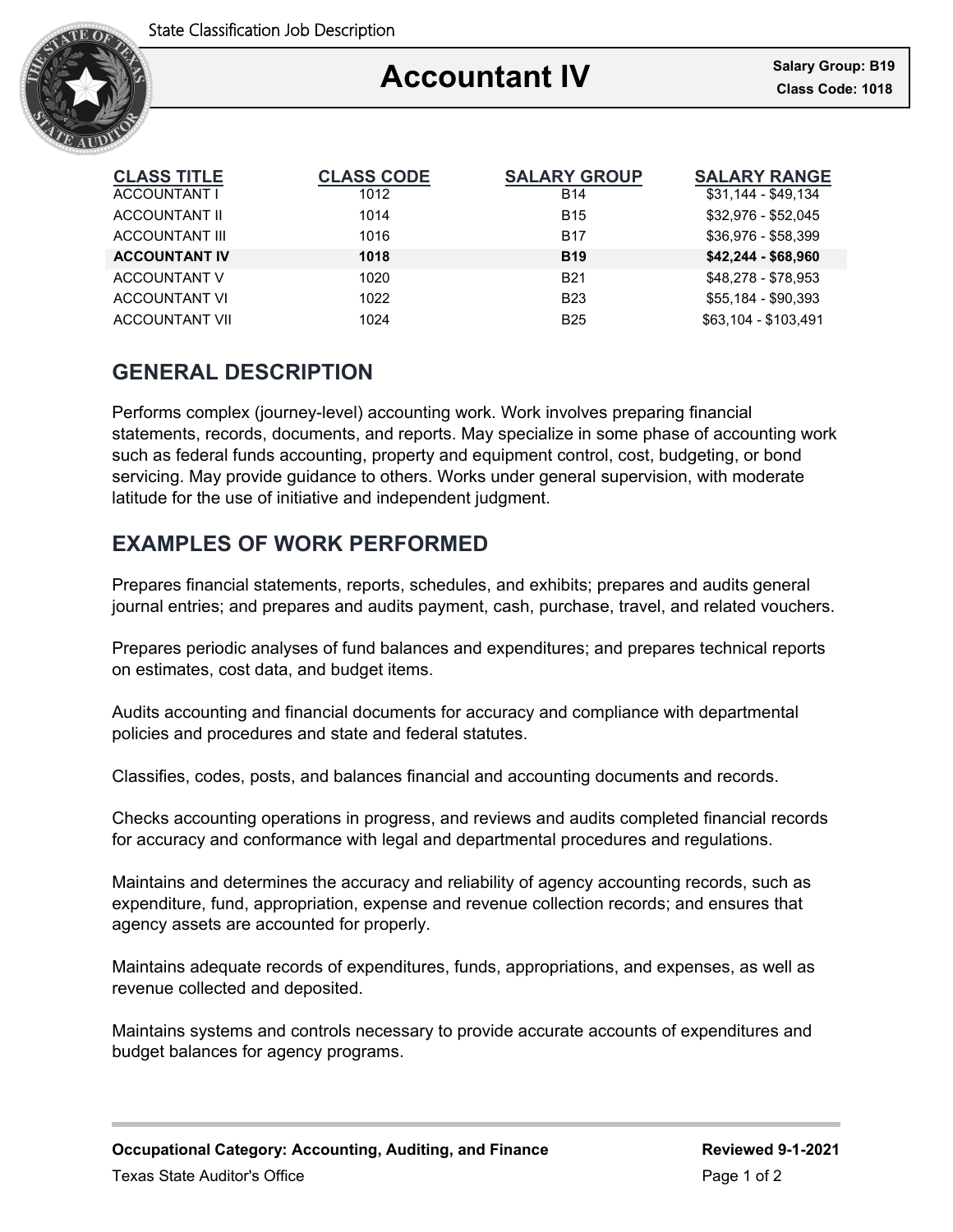State Classification Job Description

# Accountant IV

**Salary Group: B19**
**Class Code: 1018**

| CLASS TITLE | CLASS CODE | SALARY GROUP | SALARY RANGE |
|---|---|---|---|
| ACCOUNTANT I | 1012 | B14 | $31,144 - $49,134 |
| ACCOUNTANT II | 1014 | B15 | $32,976 - $52,045 |
| ACCOUNTANT III | 1016 | B17 | $36,976 - $58,399 |
| **ACCOUNTANT IV** | **1018** | **B19** | **$42,244 - $68,960** |
| ACCOUNTANT V | 1020 | B21 | $48,278 - $78,953 |
| ACCOUNTANT VI | 1022 | B23 | $55,184 - $90,393 |
| ACCOUNTANT VII | 1024 | B25 | $63,104 - $103,491 |

## GENERAL DESCRIPTION

Performs complex (journey-level) accounting work. Work involves preparing financial statements, records, documents, and reports. May specialize in some phase of accounting work such as federal funds accounting, property and equipment control, cost, budgeting, or bond servicing. May provide guidance to others. Works under general supervision, with moderate latitude for the use of initiative and independent judgment.

## EXAMPLES OF WORK PERFORMED

Prepares financial statements, reports, schedules, and exhibits; prepares and audits general journal entries; and prepares and audits payment, cash, purchase, travel, and related vouchers.

Prepares periodic analyses of fund balances and expenditures; and prepares technical reports on estimates, cost data, and budget items.

Audits accounting and financial documents for accuracy and compliance with departmental policies and procedures and state and federal statutes.

Classifies, codes, posts, and balances financial and accounting documents and records.

Checks accounting operations in progress, and reviews and audits completed financial records for accuracy and conformance with legal and departmental procedures and regulations.

Maintains and determines the accuracy and reliability of agency accounting records, such as expenditure, fund, appropriation, expense and revenue collection records; and ensures that agency assets are accounted for properly.

Maintains adequate records of expenditures, funds, appropriations, and expenses, as well as revenue collected and deposited.

Maintains systems and controls necessary to provide accurate accounts of expenditures and budget balances for agency programs.

**Occupational Category: Accounting, Auditing, and Finance** **Reviewed 9-1-2021**

Texas State Auditor's Office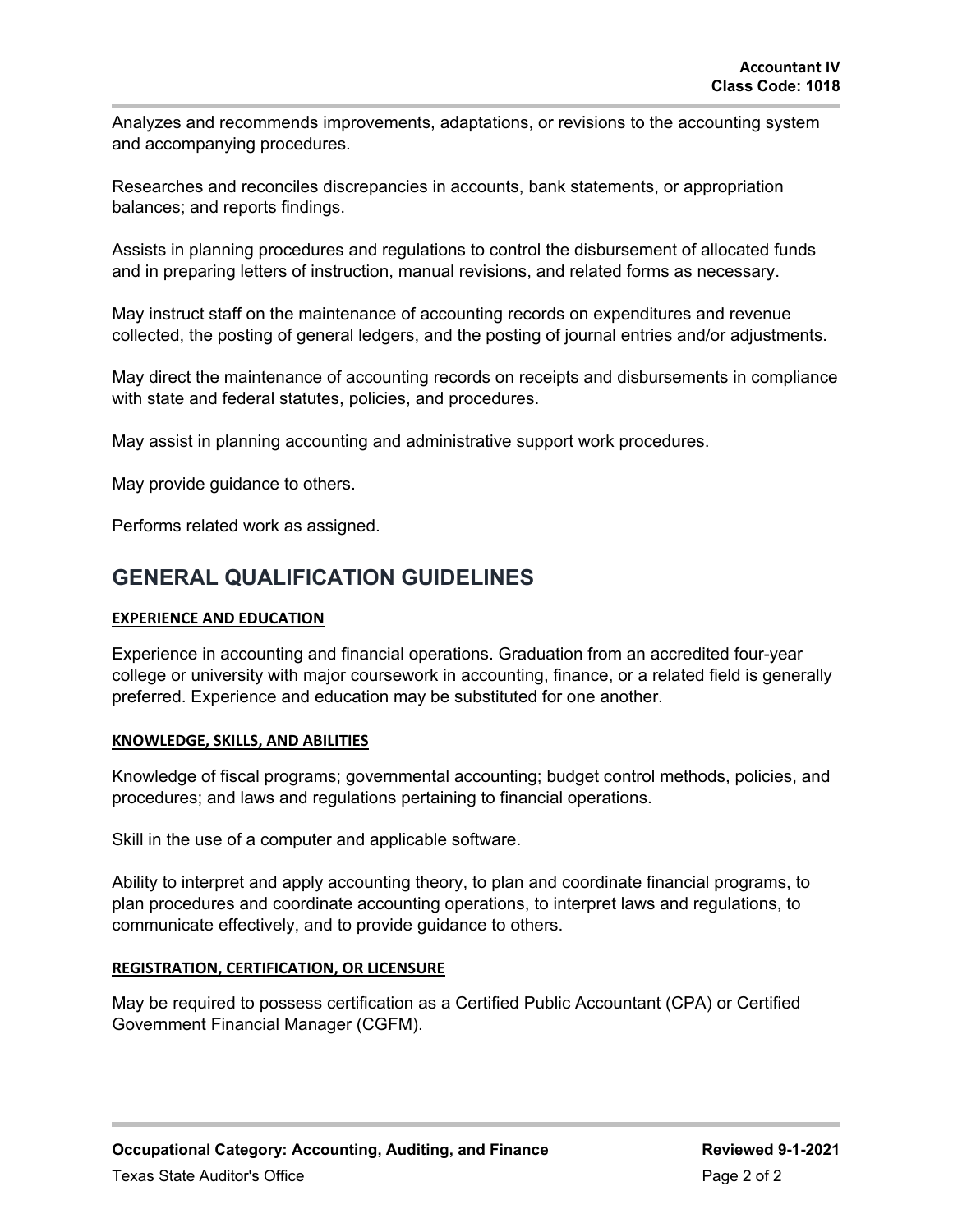Analyzes and recommends improvements, adaptations, or revisions to the accounting system and accompanying procedures.

Researches and reconciles discrepancies in accounts, bank statements, or appropriation balances; and reports findings.

Assists in planning procedures and regulations to control the disbursement of allocated funds and in preparing letters of instruction, manual revisions, and related forms as necessary.

May instruct staff on the maintenance of accounting records on expenditures and revenue collected, the posting of general ledgers, and the posting of journal entries and/or adjustments.

May direct the maintenance of accounting records on receipts and disbursements in compliance with state and federal statutes, policies, and procedures.

May assist in planning accounting and administrative support work procedures.

May provide guidance to others.

Performs related work as assigned.

## GENERAL QUALIFICATION GUIDELINES

### EXPERIENCE AND EDUCATION

Experience in accounting and financial operations. Graduation from an accredited four-year college or university with major coursework in accounting, finance, or a related field is generally preferred. Experience and education may be substituted for one another.

### KNOWLEDGE, SKILLS, AND ABILITIES

Knowledge of fiscal programs; governmental accounting; budget control methods, policies, and procedures; and laws and regulations pertaining to financial operations.

Skill in the use of a computer and applicable software.

Ability to interpret and apply accounting theory, to plan and coordinate financial programs, to plan procedures and coordinate accounting operations, to interpret laws and regulations, to communicate effectively, and to provide guidance to others.

### REGISTRATION, CERTIFICATION, OR LICENSURE

May be required to possess certification as a Certified Public Accountant (CPA) or Certified Government Financial Manager (CGFM).